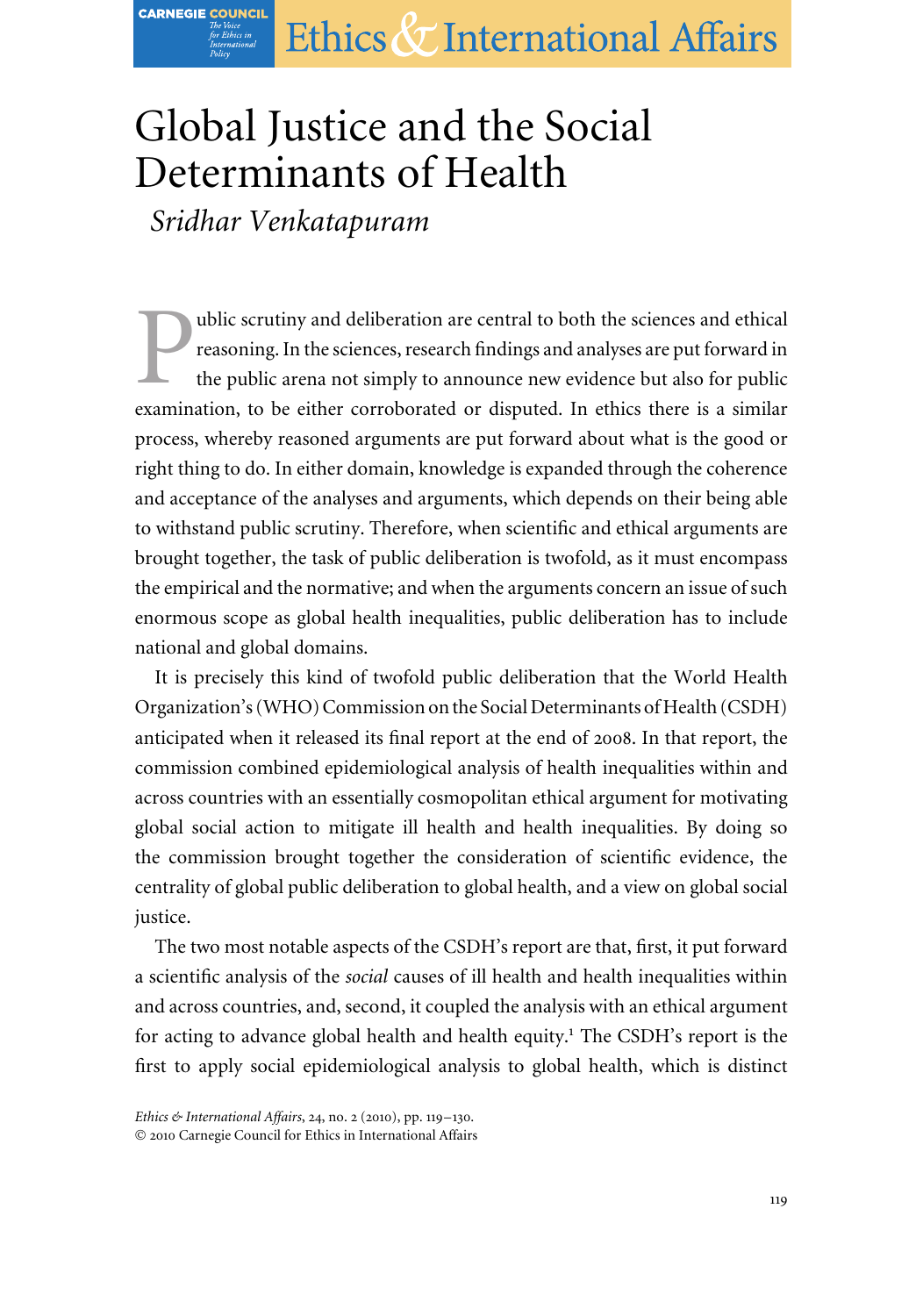# Global Justice and the Social Determinants of Health

*Sridhar Venkatapuram*

Public scrutiny and deliberation are central to both the sciences and ethical reasoning. In the sciences, research findings and analyses are put forward in the public arena not simply to announce new evidence but also for public examination, to be either corroborated or disputed. In ethics there is a similar process, whereby reasoned arguments are put forward about what is the good or right thing to do. In either domain, knowledge is expanded through the coherence and acceptance of the analyses and arguments, which depends on their being able to withstand public scrutiny. Therefore, when scientific and ethical arguments are brought together, the task of public deliberation is twofold, as it must encompass the empirical and the normative; and when the arguments concern an issue of such enormous scope as global health inequalities, public deliberation has to include national and global domains.

It is precisely this kind of twofold public deliberation that the World Health Organization's (WHO) Commission on the Social Determinants of Health (CSDH) anticipated when it released its final report at the end of 2008. In that report, the commission combined epidemiological analysis of health inequalities within and across countries with an essentially cosmopolitan ethical argument for motivating global social action to mitigate ill health and health inequalities. By doing so the commission brought together the consideration of scientific evidence, the centrality of global public deliberation to global health, and a view on global social justice.

The two most notable aspects of the CSDH's report are that, first, it put forward a scientific analysis of the *social* causes of ill health and health inequalities within and across countries, and, second, it coupled the analysis with an ethical argument for acting to advance global health and health equity.[1] The CSDH's report is the first to apply social epidemiological analysis to global health, which is distinct

*Ethics & International Affairs*, 24, no. 2 (2010), pp. 119–130.
© 2010 Carnegie Council for Ethics in International Affairs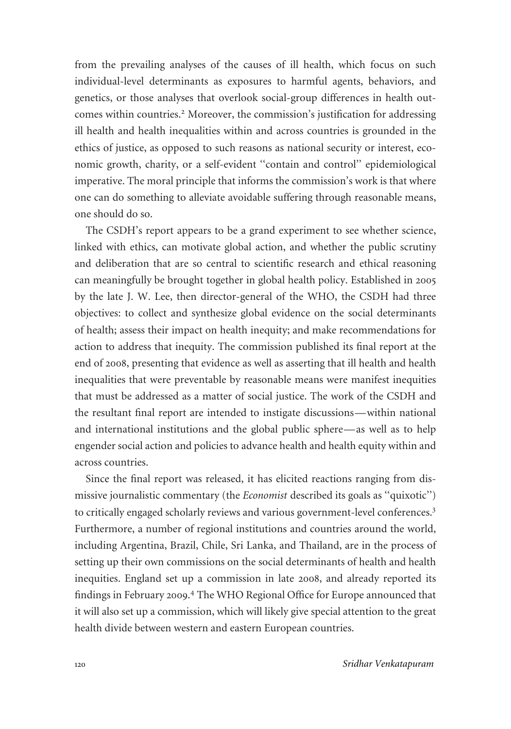from the prevailing analyses of the causes of ill health, which focus on such individual-level determinants as exposures to harmful agents, behaviors, and genetics, or those analyses that overlook social-group differences in health outcomes within countries.[2] Moreover, the commission's justification for addressing ill health and health inequalities within and across countries is grounded in the ethics of justice, as opposed to such reasons as national security or interest, economic growth, charity, or a self-evident ''contain and control'' epidemiological imperative. The moral principle that informs the commission's work is that where one can do something to alleviate avoidable suffering through reasonable means, one should do so.

The CSDH's report appears to be a grand experiment to see whether science, linked with ethics, can motivate global action, and whether the public scrutiny and deliberation that are so central to scientific research and ethical reasoning can meaningfully be brought together in global health policy. Established in 2005 by the late J. W. Lee, then director-general of the WHO, the CSDH had three objectives: to collect and synthesize global evidence on the social determinants of health; assess their impact on health inequity; and make recommendations for action to address that inequity. The commission published its final report at the end of 2008, presenting that evidence as well as asserting that ill health and health inequalities that were preventable by reasonable means were manifest inequities that must be addressed as a matter of social justice. The work of the CSDH and the resultant final report are intended to instigate discussions—within national and international institutions and the global public sphere—as well as to help engender social action and policies to advance health and health equity within and across countries.

Since the final report was released, it has elicited reactions ranging from dismissive journalistic commentary (the *Economist* described its goals as ''quixotic'') to critically engaged scholarly reviews and various government-level conferences.[3] Furthermore, a number of regional institutions and countries around the world, including Argentina, Brazil, Chile, Sri Lanka, and Thailand, are in the process of setting up their own commissions on the social determinants of health and health inequities. England set up a commission in late 2008, and already reported its findings in February 2009.[4] The WHO Regional Office for Europe announced that it will also set up a commission, which will likely give special attention to the great health divide between western and eastern European countries.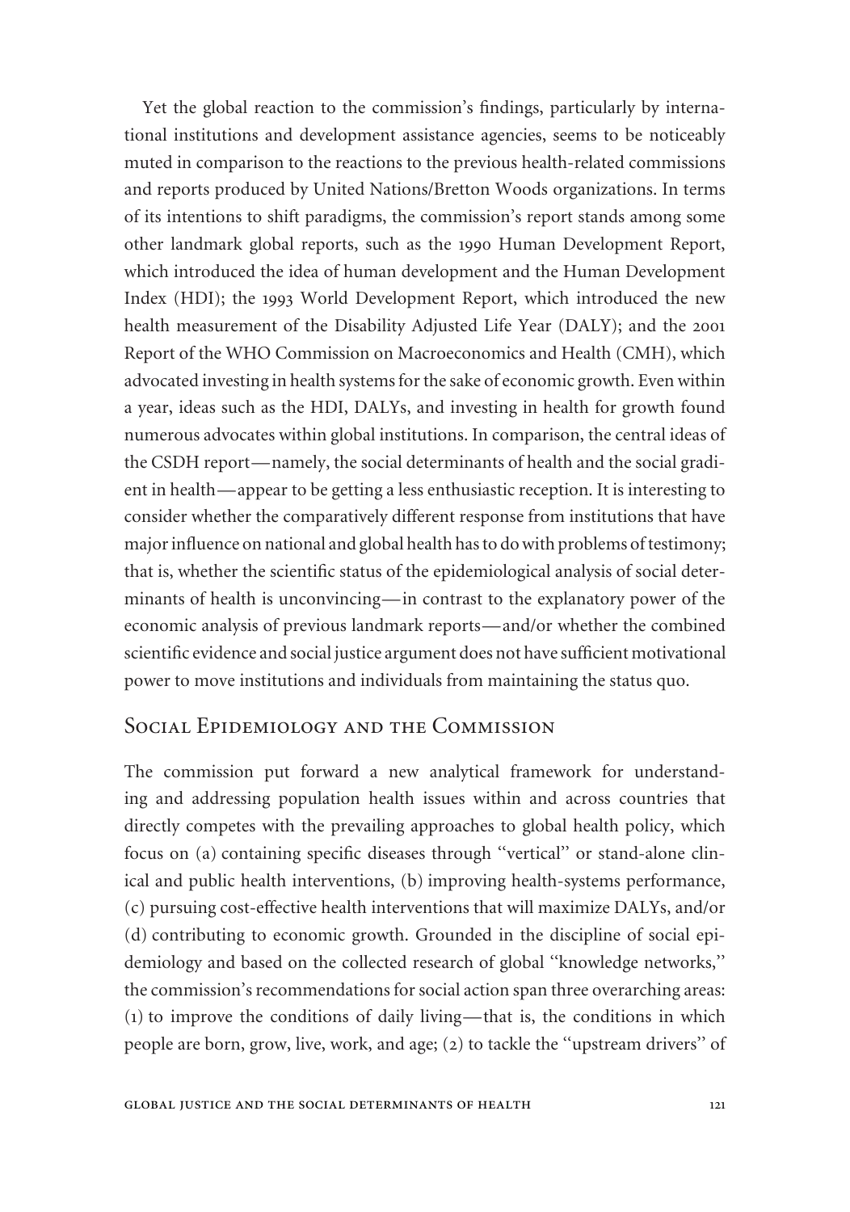Yet the global reaction to the commission's findings, particularly by international institutions and development assistance agencies, seems to be noticeably muted in comparison to the reactions to the previous health-related commissions and reports produced by United Nations/Bretton Woods organizations. In terms of its intentions to shift paradigms, the commission's report stands among some other landmark global reports, such as the 1990 Human Development Report, which introduced the idea of human development and the Human Development Index (HDI); the 1993 World Development Report, which introduced the new health measurement of the Disability Adjusted Life Year (DALY); and the 2001 Report of the WHO Commission on Macroeconomics and Health (CMH), which advocated investing in health systems for the sake of economic growth. Even within a year, ideas such as the HDI, DALYs, and investing in health for growth found numerous advocates within global institutions. In comparison, the central ideas of the CSDH report—namely, the social determinants of health and the social gradient in health—appear to be getting a less enthusiastic reception. It is interesting to consider whether the comparatively different response from institutions that have major influence on national and global health has to do with problems of testimony; that is, whether the scientific status of the epidemiological analysis of social determinants of health is unconvincing—in contrast to the explanatory power of the economic analysis of previous landmark reports—and/or whether the combined scientific evidence and social justice argument does not have sufficient motivational power to move institutions and individuals from maintaining the status quo.

## Social Epidemiology and the Commission

The commission put forward a new analytical framework for understanding and addressing population health issues within and across countries that directly competes with the prevailing approaches to global health policy, which focus on (a) containing specific diseases through "vertical" or stand-alone clinical and public health interventions, (b) improving health-systems performance, (c) pursuing cost-effective health interventions that will maximize DALYs, and/or (d) contributing to economic growth. Grounded in the discipline of social epidemiology and based on the collected research of global "knowledge networks," the commission's recommendations for social action span three overarching areas: (1) to improve the conditions of daily living—that is, the conditions in which people are born, grow, live, work, and age; (2) to tackle the "upstream drivers" of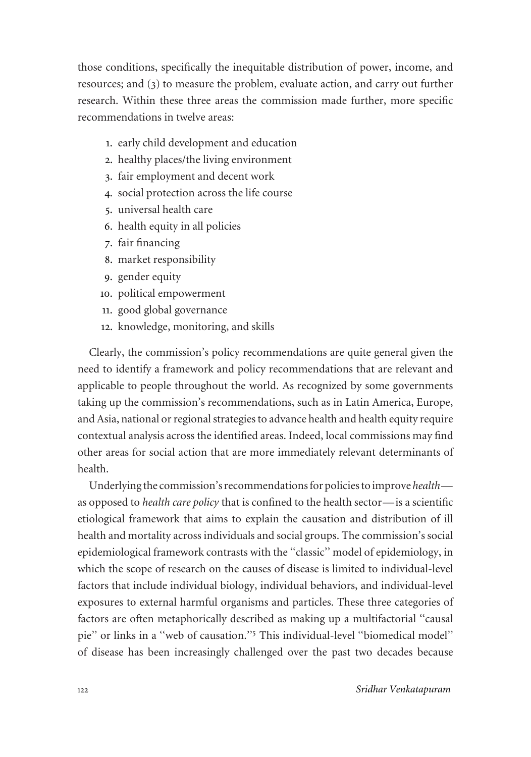those conditions, specifically the inequitable distribution of power, income, and resources; and (3) to measure the problem, evaluate action, and carry out further research. Within these three areas the commission made further, more specific recommendations in twelve areas:

1. early child development and education
2. healthy places/the living environment
3. fair employment and decent work
4. social protection across the life course
5. universal health care
6. health equity in all policies
7. fair financing
8. market responsibility
9. gender equity
10. political empowerment
11. good global governance
12. knowledge, monitoring, and skills

Clearly, the commission's policy recommendations are quite general given the need to identify a framework and policy recommendations that are relevant and applicable to people throughout the world. As recognized by some governments taking up the commission's recommendations, such as in Latin America, Europe, and Asia, national or regional strategies to advance health and health equity require contextual analysis across the identified areas. Indeed, local commissions may find other areas for social action that are more immediately relevant determinants of health.

Underlying the commission's recommendations for policies to improve *health*—as opposed to *health care policy* that is confined to the health sector—is a scientific etiological framework that aims to explain the causation and distribution of ill health and mortality across individuals and social groups. The commission's social epidemiological framework contrasts with the "classic" model of epidemiology, in which the scope of research on the causes of disease is limited to individual-level factors that include individual biology, individual behaviors, and individual-level exposures to external harmful organisms and particles. These three categories of factors are often metaphorically described as making up a multifactorial "causal pie" or links in a "web of causation."[5] This individual-level "biomedical model" of disease has been increasingly challenged over the past two decades because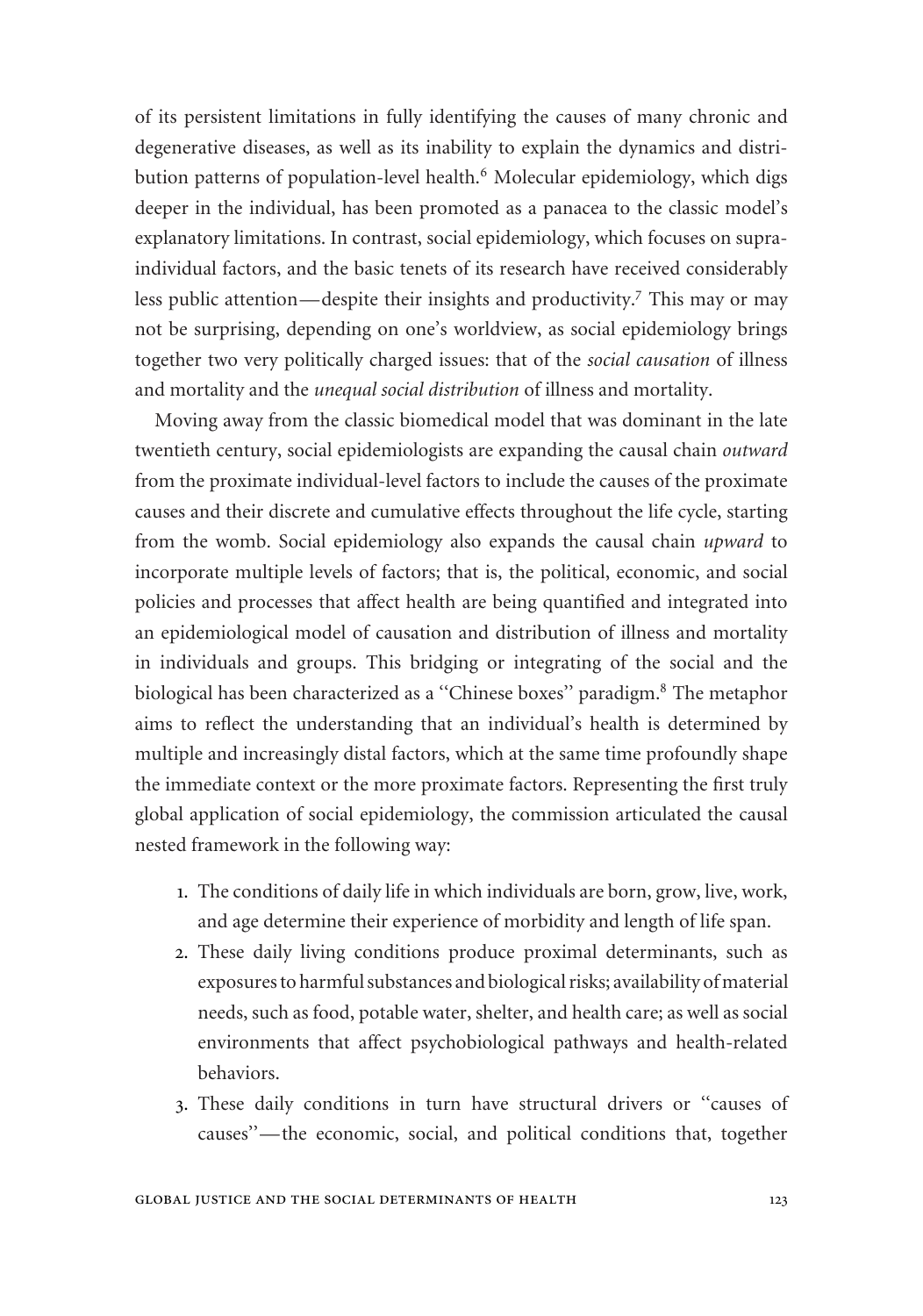of its persistent limitations in fully identifying the causes of many chronic and degenerative diseases, as well as its inability to explain the dynamics and distribution patterns of population-level health.[6] Molecular epidemiology, which digs deeper in the individual, has been promoted as a panacea to the classic model's explanatory limitations. In contrast, social epidemiology, which focuses on supra-individual factors, and the basic tenets of its research have received considerably less public attention—despite their insights and productivity.[7] This may or may not be surprising, depending on one's worldview, as social epidemiology brings together two very politically charged issues: that of the *social causation* of illness and mortality and the *unequal social distribution* of illness and mortality.

Moving away from the classic biomedical model that was dominant in the late twentieth century, social epidemiologists are expanding the causal chain *outward* from the proximate individual-level factors to include the causes of the proximate causes and their discrete and cumulative effects throughout the life cycle, starting from the womb. Social epidemiology also expands the causal chain *upward* to incorporate multiple levels of factors; that is, the political, economic, and social policies and processes that affect health are being quantified and integrated into an epidemiological model of causation and distribution of illness and mortality in individuals and groups. This bridging or integrating of the social and the biological has been characterized as a "Chinese boxes" paradigm.[8] The metaphor aims to reflect the understanding that an individual's health is determined by multiple and increasingly distal factors, which at the same time profoundly shape the immediate context or the more proximate factors. Representing the first truly global application of social epidemiology, the commission articulated the causal nested framework in the following way:

1. The conditions of daily life in which individuals are born, grow, live, work, and age determine their experience of morbidity and length of life span.
2. These daily living conditions produce proximal determinants, such as exposures to harmful substances and biological risks; availability of material needs, such as food, potable water, shelter, and health care; as well as social environments that affect psychobiological pathways and health-related behaviors.
3. These daily conditions in turn have structural drivers or "causes of causes"—the economic, social, and political conditions that, together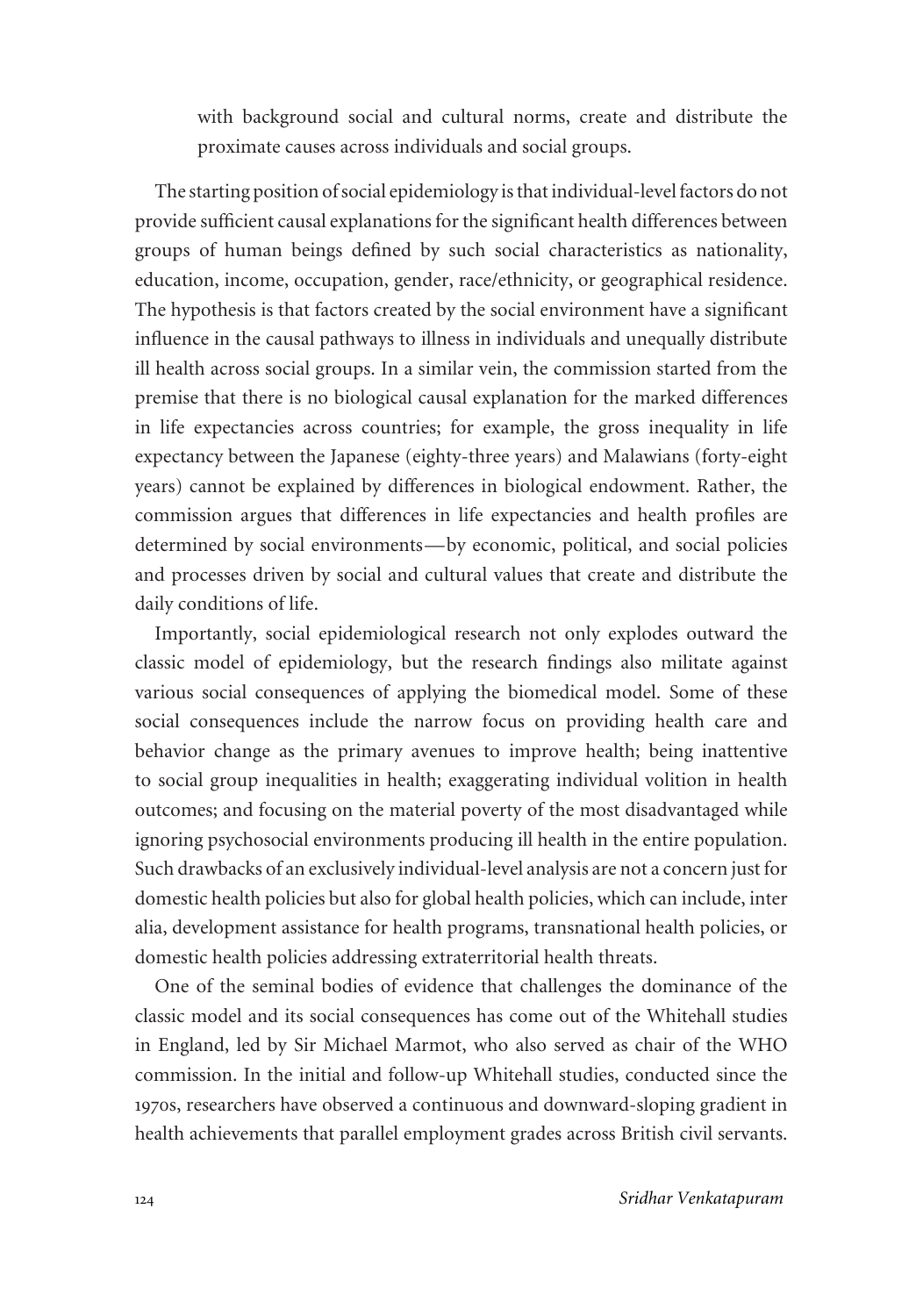with background social and cultural norms, create and distribute the proximate causes across individuals and social groups.

The starting position of social epidemiology is that individual-level factors do not provide sufficient causal explanations for the significant health differences between groups of human beings defined by such social characteristics as nationality, education, income, occupation, gender, race/ethnicity, or geographical residence. The hypothesis is that factors created by the social environment have a significant influence in the causal pathways to illness in individuals and unequally distribute ill health across social groups. In a similar vein, the commission started from the premise that there is no biological causal explanation for the marked differences in life expectancies across countries; for example, the gross inequality in life expectancy between the Japanese (eighty-three years) and Malawians (forty-eight years) cannot be explained by differences in biological endowment. Rather, the commission argues that differences in life expectancies and health profiles are determined by social environments—by economic, political, and social policies and processes driven by social and cultural values that create and distribute the daily conditions of life.

Importantly, social epidemiological research not only explodes outward the classic model of epidemiology, but the research findings also militate against various social consequences of applying the biomedical model. Some of these social consequences include the narrow focus on providing health care and behavior change as the primary avenues to improve health; being inattentive to social group inequalities in health; exaggerating individual volition in health outcomes; and focusing on the material poverty of the most disadvantaged while ignoring psychosocial environments producing ill health in the entire population. Such drawbacks of an exclusively individual-level analysis are not a concern just for domestic health policies but also for global health policies, which can include, inter alia, development assistance for health programs, transnational health policies, or domestic health policies addressing extraterritorial health threats.

One of the seminal bodies of evidence that challenges the dominance of the classic model and its social consequences has come out of the Whitehall studies in England, led by Sir Michael Marmot, who also served as chair of the WHO commission. In the initial and follow-up Whitehall studies, conducted since the 1970s, researchers have observed a continuous and downward-sloping gradient in health achievements that parallel employment grades across British civil servants.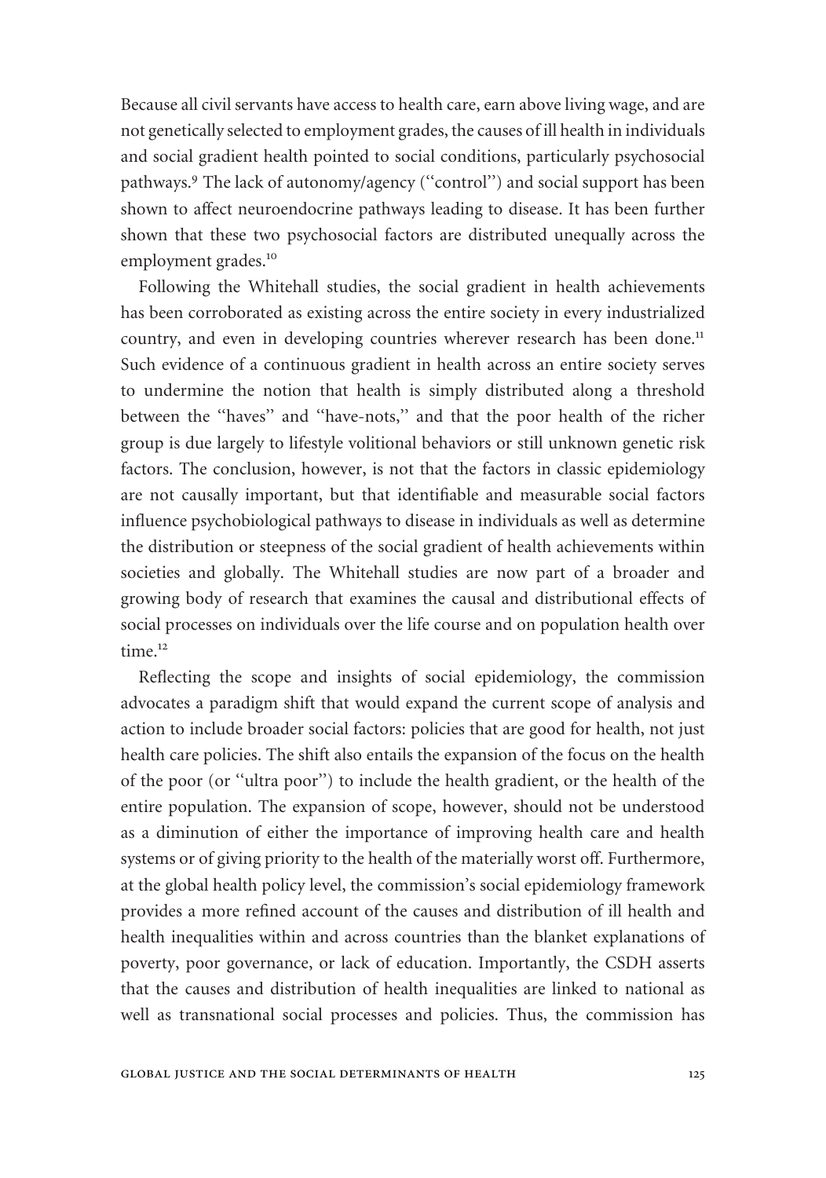Because all civil servants have access to health care, earn above living wage, and are not genetically selected to employment grades, the causes of ill health in individuals and social gradient health pointed to social conditions, particularly psychosocial pathways.[9] The lack of autonomy/agency (''control'') and social support has been shown to affect neuroendocrine pathways leading to disease. It has been further shown that these two psychosocial factors are distributed unequally across the employment grades.[10]

Following the Whitehall studies, the social gradient in health achievements has been corroborated as existing across the entire society in every industrialized country, and even in developing countries wherever research has been done.[11] Such evidence of a continuous gradient in health across an entire society serves to undermine the notion that health is simply distributed along a threshold between the ''haves'' and ''have-nots,'' and that the poor health of the richer group is due largely to lifestyle volitional behaviors or still unknown genetic risk factors. The conclusion, however, is not that the factors in classic epidemiology are not causally important, but that identifiable and measurable social factors influence psychobiological pathways to disease in individuals as well as determine the distribution or steepness of the social gradient of health achievements within societies and globally. The Whitehall studies are now part of a broader and growing body of research that examines the causal and distributional effects of social processes on individuals over the life course and on population health over time.[12]

Reflecting the scope and insights of social epidemiology, the commission advocates a paradigm shift that would expand the current scope of analysis and action to include broader social factors: policies that are good for health, not just health care policies. The shift also entails the expansion of the focus on the health of the poor (or ''ultra poor'') to include the health gradient, or the health of the entire population. The expansion of scope, however, should not be understood as a diminution of either the importance of improving health care and health systems or of giving priority to the health of the materially worst off. Furthermore, at the global health policy level, the commission's social epidemiology framework provides a more refined account of the causes and distribution of ill health and health inequalities within and across countries than the blanket explanations of poverty, poor governance, or lack of education. Importantly, the CSDH asserts that the causes and distribution of health inequalities are linked to national as well as transnational social processes and policies. Thus, the commission has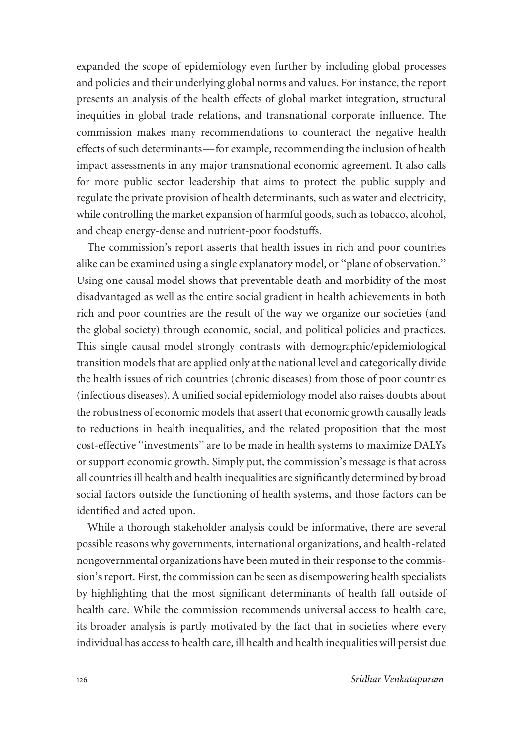expanded the scope of epidemiology even further by including global processes and policies and their underlying global norms and values. For instance, the report presents an analysis of the health effects of global market integration, structural inequities in global trade relations, and transnational corporate influence. The commission makes many recommendations to counteract the negative health effects of such determinants—for example, recommending the inclusion of health impact assessments in any major transnational economic agreement. It also calls for more public sector leadership that aims to protect the public supply and regulate the private provision of health determinants, such as water and electricity, while controlling the market expansion of harmful goods, such as tobacco, alcohol, and cheap energy-dense and nutrient-poor foodstuffs.

The commission's report asserts that health issues in rich and poor countries alike can be examined using a single explanatory model, or "plane of observation." Using one causal model shows that preventable death and morbidity of the most disadvantaged as well as the entire social gradient in health achievements in both rich and poor countries are the result of the way we organize our societies (and the global society) through economic, social, and political policies and practices. This single causal model strongly contrasts with demographic/epidemiological transition models that are applied only at the national level and categorically divide the health issues of rich countries (chronic diseases) from those of poor countries (infectious diseases). A unified social epidemiology model also raises doubts about the robustness of economic models that assert that economic growth causally leads to reductions in health inequalities, and the related proposition that the most cost-effective "investments" are to be made in health systems to maximize DALYs or support economic growth. Simply put, the commission's message is that across all countries ill health and health inequalities are significantly determined by broad social factors outside the functioning of health systems, and those factors can be identified and acted upon.

While a thorough stakeholder analysis could be informative, there are several possible reasons why governments, international organizations, and health-related nongovernmental organizations have been muted in their response to the commission's report. First, the commission can be seen as disempowering health specialists by highlighting that the most significant determinants of health fall outside of health care. While the commission recommends universal access to health care, its broader analysis is partly motivated by the fact that in societies where every individual has access to health care, ill health and health inequalities will persist due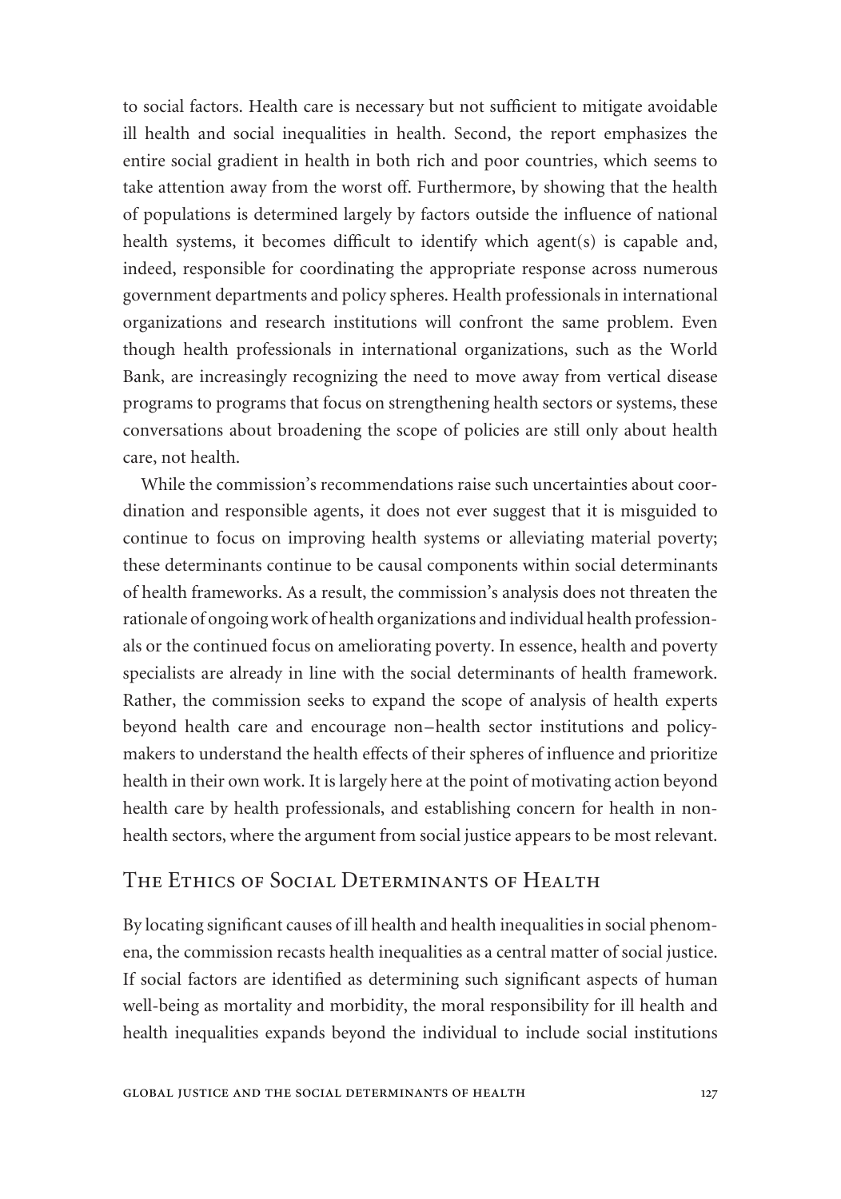to social factors. Health care is necessary but not sufficient to mitigate avoidable ill health and social inequalities in health. Second, the report emphasizes the entire social gradient in health in both rich and poor countries, which seems to take attention away from the worst off. Furthermore, by showing that the health of populations is determined largely by factors outside the influence of national health systems, it becomes difficult to identify which agent(s) is capable and, indeed, responsible for coordinating the appropriate response across numerous government departments and policy spheres. Health professionals in international organizations and research institutions will confront the same problem. Even though health professionals in international organizations, such as the World Bank, are increasingly recognizing the need to move away from vertical disease programs to programs that focus on strengthening health sectors or systems, these conversations about broadening the scope of policies are still only about health care, not health.

While the commission's recommendations raise such uncertainties about coordination and responsible agents, it does not ever suggest that it is misguided to continue to focus on improving health systems or alleviating material poverty; these determinants continue to be causal components within social determinants of health frameworks. As a result, the commission's analysis does not threaten the rationale of ongoing work of health organizations and individual health professionals or the continued focus on ameliorating poverty. In essence, health and poverty specialists are already in line with the social determinants of health framework. Rather, the commission seeks to expand the scope of analysis of health experts beyond health care and encourage non–health sector institutions and policymakers to understand the health effects of their spheres of influence and prioritize health in their own work. It is largely here at the point of motivating action beyond health care by health professionals, and establishing concern for health in nonhealth sectors, where the argument from social justice appears to be most relevant.

## The Ethics of Social Determinants of Health

By locating significant causes of ill health and health inequalities in social phenomena, the commission recasts health inequalities as a central matter of social justice. If social factors are identified as determining such significant aspects of human well-being as mortality and morbidity, the moral responsibility for ill health and health inequalities expands beyond the individual to include social institutions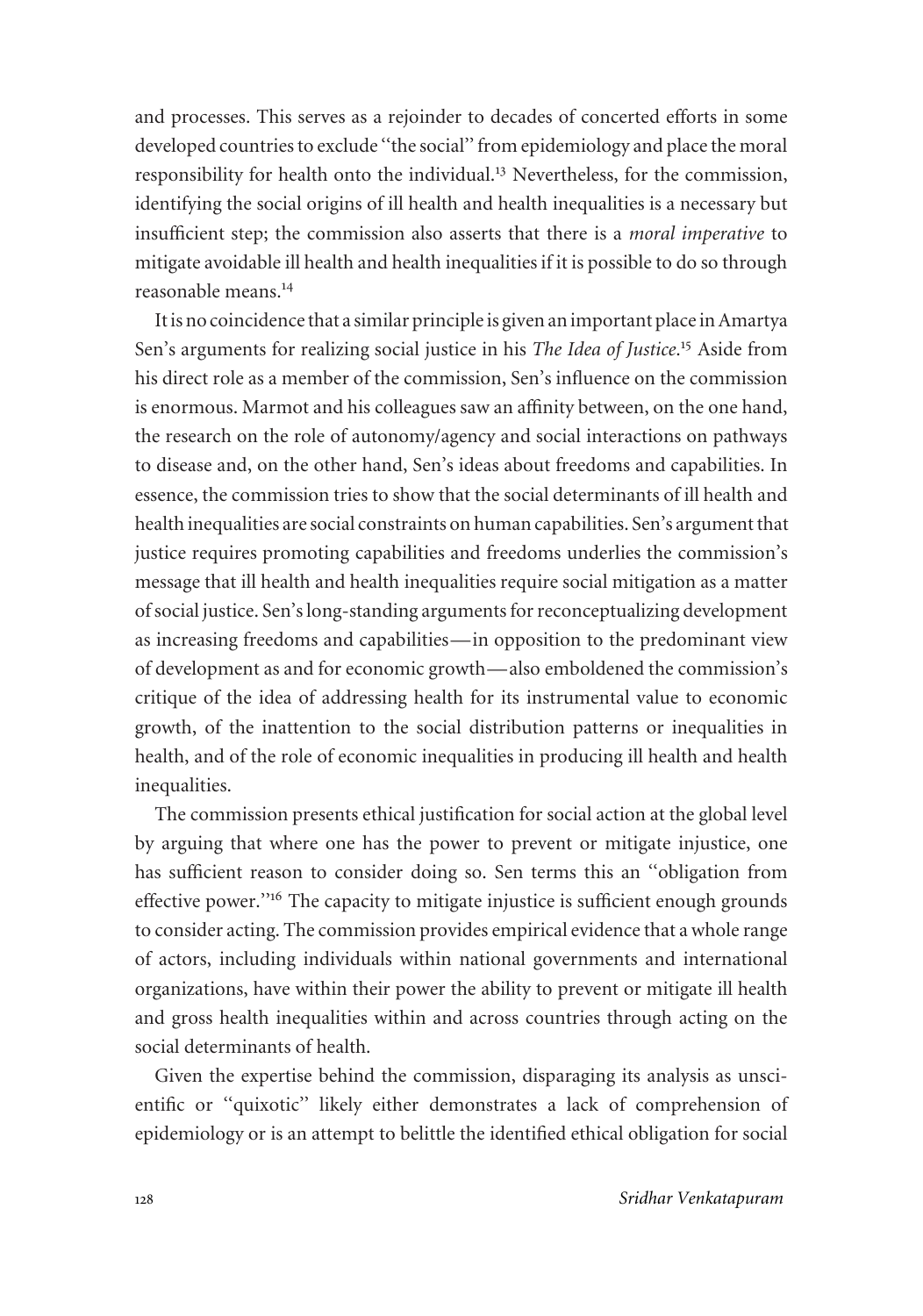and processes. This serves as a rejoinder to decades of concerted efforts in some developed countries to exclude ''the social'' from epidemiology and place the moral responsibility for health onto the individual.[13] Nevertheless, for the commission, identifying the social origins of ill health and health inequalities is a necessary but insufficient step; the commission also asserts that there is a *moral imperative* to mitigate avoidable ill health and health inequalities if it is possible to do so through reasonable means.[14]

It is no coincidence that a similar principle is given an important place in Amartya Sen's arguments for realizing social justice in his *The Idea of Justice*.[15] Aside from his direct role as a member of the commission, Sen's influence on the commission is enormous. Marmot and his colleagues saw an affinity between, on the one hand, the research on the role of autonomy/agency and social interactions on pathways to disease and, on the other hand, Sen's ideas about freedoms and capabilities. In essence, the commission tries to show that the social determinants of ill health and health inequalities are social constraints on human capabilities. Sen's argument that justice requires promoting capabilities and freedoms underlies the commission's message that ill health and health inequalities require social mitigation as a matter of social justice. Sen's long-standing arguments for reconceptualizing development as increasing freedoms and capabilities—in opposition to the predominant view of development as and for economic growth—also emboldened the commission's critique of the idea of addressing health for its instrumental value to economic growth, of the inattention to the social distribution patterns or inequalities in health, and of the role of economic inequalities in producing ill health and health inequalities.

The commission presents ethical justification for social action at the global level by arguing that where one has the power to prevent or mitigate injustice, one has sufficient reason to consider doing so. Sen terms this an ''obligation from effective power.''[16] The capacity to mitigate injustice is sufficient enough grounds to consider acting. The commission provides empirical evidence that a whole range of actors, including individuals within national governments and international organizations, have within their power the ability to prevent or mitigate ill health and gross health inequalities within and across countries through acting on the social determinants of health.

Given the expertise behind the commission, disparaging its analysis as unscientific or ''quixotic'' likely either demonstrates a lack of comprehension of epidemiology or is an attempt to belittle the identified ethical obligation for social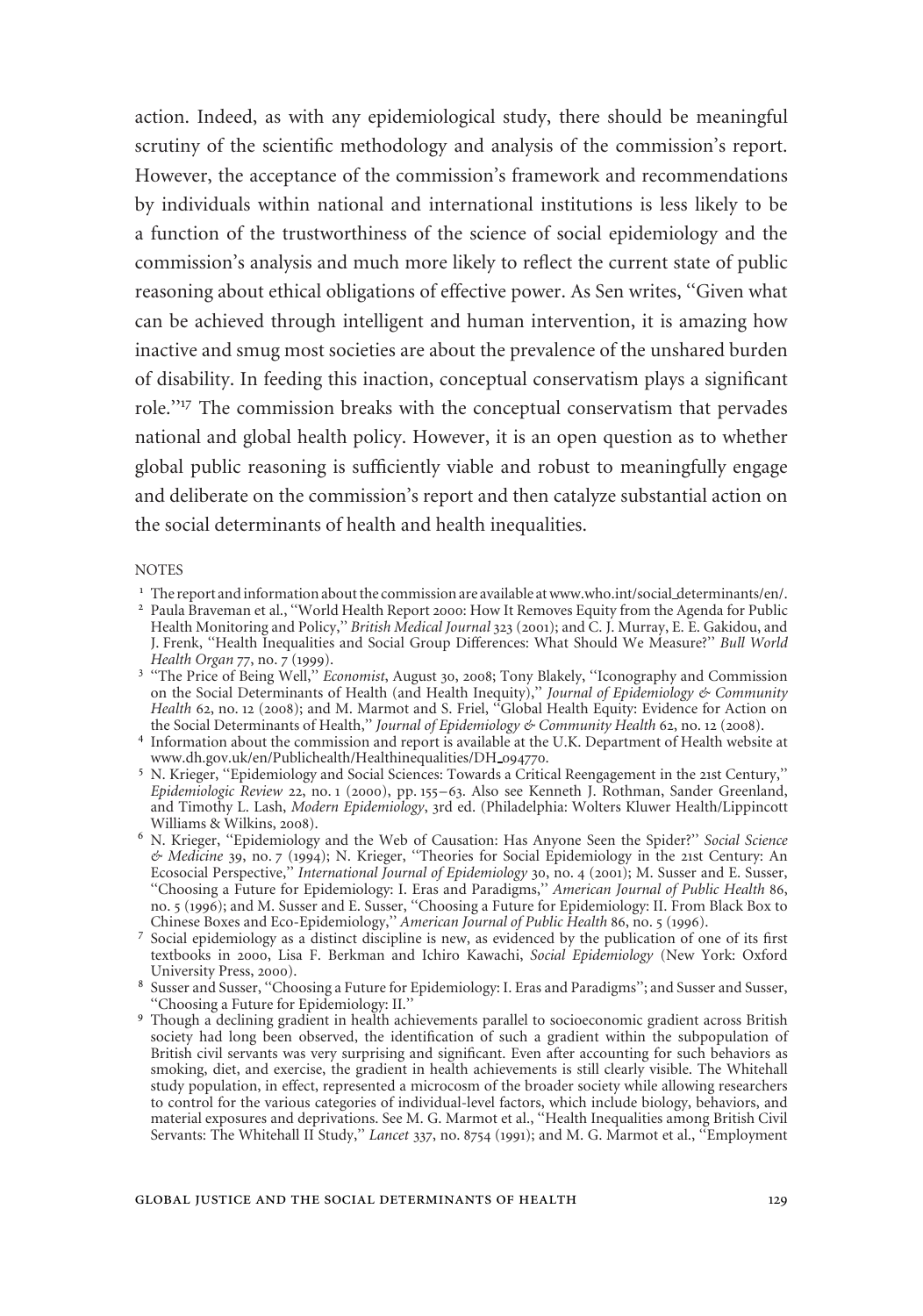action. Indeed, as with any epidemiological study, there should be meaningful scrutiny of the scientific methodology and analysis of the commission's report. However, the acceptance of the commission's framework and recommendations by individuals within national and international institutions is less likely to be a function of the trustworthiness of the science of social epidemiology and the commission's analysis and much more likely to reflect the current state of public reasoning about ethical obligations of effective power. As Sen writes, "Given what can be achieved through intelligent and human intervention, it is amazing how inactive and smug most societies are about the prevalence of the unshared burden of disability. In feeding this inaction, conceptual conservatism plays a significant role."[17] The commission breaks with the conceptual conservatism that pervades national and global health policy. However, it is an open question as to whether global public reasoning is sufficiently viable and robust to meaningfully engage and deliberate on the commission's report and then catalyze substantial action on the social determinants of health and health inequalities.

NOTES

[1] The report and information about the commission are available at www.who.int/social_determinants/en/.

[2] Paula Braveman et al., "World Health Report 2000: How It Removes Equity from the Agenda for Public Health Monitoring and Policy," *British Medical Journal* 323 (2001); and C. J. Murray, E. E. Gakidou, and J. Frenk, "Health Inequalities and Social Group Differences: What Should We Measure?" *Bull World Health Organ* 77, no. 7 (1999).

[3] "The Price of Being Well," *Economist*, August 30, 2008; Tony Blakely, "Iconography and Commission on the Social Determinants of Health (and Health Inequity)," *Journal of Epidemiology & Community Health* 62, no. 12 (2008); and M. Marmot and S. Friel, "Global Health Equity: Evidence for Action on the Social Determinants of Health," *Journal of Epidemiology & Community Health* 62, no. 12 (2008).

[4] Information about the commission and report is available at the U.K. Department of Health website at www.dh.gov.uk/en/Publichealth/Healthinequalities/DH_094770.

[5] N. Krieger, "Epidemiology and Social Sciences: Towards a Critical Reengagement in the 21st Century," *Epidemiologic Review* 22, no. 1 (2000), pp. 155–63. Also see Kenneth J. Rothman, Sander Greenland, and Timothy L. Lash, *Modern Epidemiology*, 3rd ed. (Philadelphia: Wolters Kluwer Health/Lippincott Williams & Wilkins, 2008).

[6] N. Krieger, "Epidemiology and the Web of Causation: Has Anyone Seen the Spider?" *Social Science & Medicine* 39, no. 7 (1994); N. Krieger, "Theories for Social Epidemiology in the 21st Century: An Ecosocial Perspective," *International Journal of Epidemiology* 30, no. 4 (2001); M. Susser and E. Susser, "Choosing a Future for Epidemiology: I. Eras and Paradigms," *American Journal of Public Health* 86, no. 5 (1996); and M. Susser and E. Susser, "Choosing a Future for Epidemiology: II. From Black Box to Chinese Boxes and Eco-Epidemiology," *American Journal of Public Health* 86, no. 5 (1996).

[7] Social epidemiology as a distinct discipline is new, as evidenced by the publication of one of its first textbooks in 2000, Lisa F. Berkman and Ichiro Kawachi, *Social Epidemiology* (New York: Oxford University Press, 2000).

[8] Susser and Susser, "Choosing a Future for Epidemiology: I. Eras and Paradigms"; and Susser and Susser, "Choosing a Future for Epidemiology: II."

[9] Though a declining gradient in health achievements parallel to socioeconomic gradient across British society had long been observed, the identification of such a gradient within the subpopulation of British civil servants was very surprising and significant. Even after accounting for such behaviors as smoking, diet, and exercise, the gradient in health achievements is still clearly visible. The Whitehall study population, in effect, represented a microcosm of the broader society while allowing researchers to control for the various categories of individual-level factors, which include biology, behaviors, and material exposures and deprivations. See M. G. Marmot et al., "Health Inequalities among British Civil Servants: The Whitehall II Study," *Lancet* 337, no. 8754 (1991); and M. G. Marmot et al., "Employment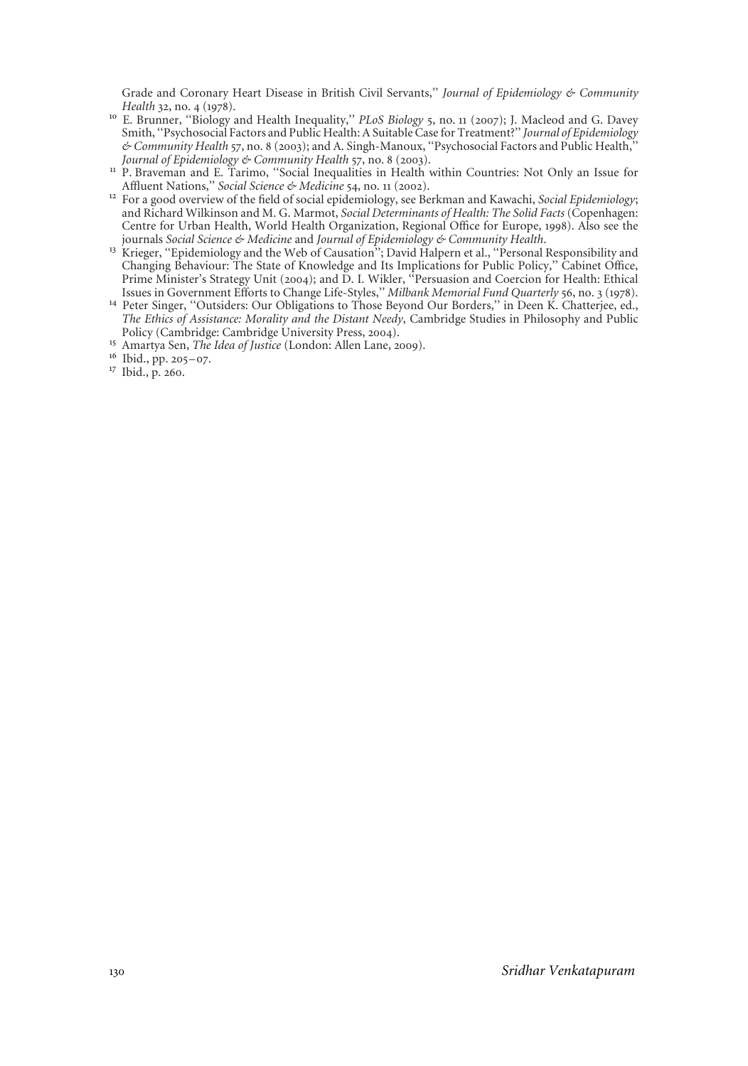Grade and Coronary Heart Disease in British Civil Servants,'' *Journal of Epidemiology & Community Health* 32, no. 4 (1978).

[10] E. Brunner, ''Biology and Health Inequality,'' *PLoS Biology* 5, no. 11 (2007); J. Macleod and G. Davey Smith, ''Psychosocial Factors and Public Health: A Suitable Case for Treatment?'' *Journal of Epidemiology & Community Health* 57, no. 8 (2003); and A. Singh-Manoux, ''Psychosocial Factors and Public Health,'' *Journal of Epidemiology & Community Health* 57, no. 8 (2003).

[11] P. Braveman and E. Tarimo, ''Social Inequalities in Health within Countries: Not Only an Issue for Affluent Nations,'' *Social Science & Medicine* 54, no. 11 (2002).

[12] For a good overview of the field of social epidemiology, see Berkman and Kawachi, *Social Epidemiology*; and Richard Wilkinson and M. G. Marmot, *Social Determinants of Health: The Solid Facts* (Copenhagen: Centre for Urban Health, World Health Organization, Regional Office for Europe, 1998). Also see the journals *Social Science & Medicine* and *Journal of Epidemiology & Community Health*.

[13] Krieger, ''Epidemiology and the Web of Causation''; David Halpern et al., ''Personal Responsibility and Changing Behaviour: The State of Knowledge and Its Implications for Public Policy,'' Cabinet Office, Prime Minister's Strategy Unit (2004); and D. I. Wikler, ''Persuasion and Coercion for Health: Ethical Issues in Government Efforts to Change Life-Styles,'' *Milbank Memorial Fund Quarterly* 56, no. 3 (1978).

[14] Peter Singer, ''Outsiders: Our Obligations to Those Beyond Our Borders,'' in Deen K. Chatterjee, ed., *The Ethics of Assistance: Morality and the Distant Needy*, Cambridge Studies in Philosophy and Public Policy (Cambridge: Cambridge University Press, 2004).

[15] Amartya Sen, *The Idea of Justice* (London: Allen Lane, 2009).

[16] Ibid., pp. 205–07.

[17] Ibid., p. 260.